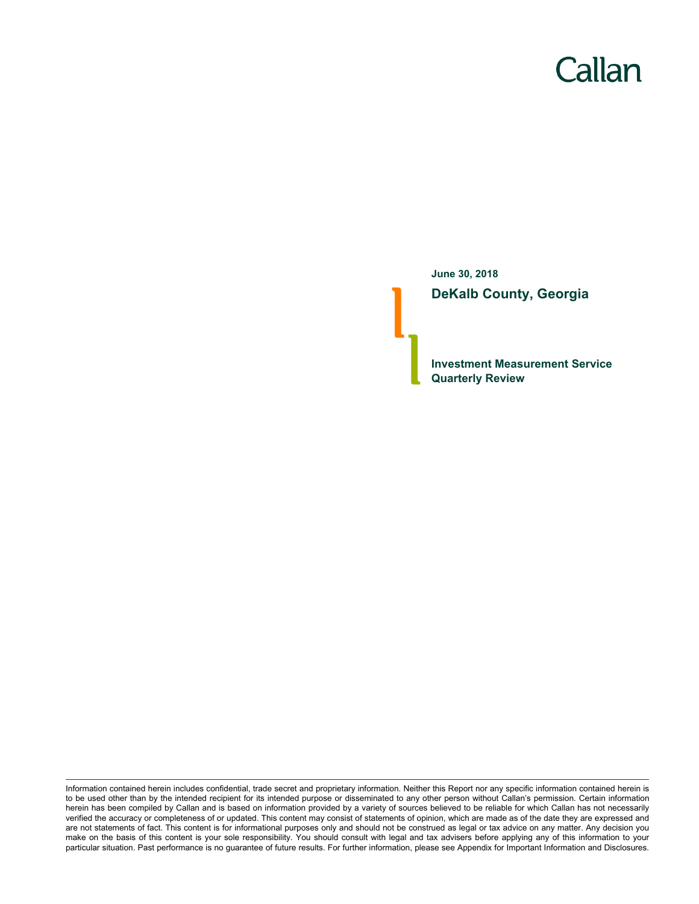Callan

**June 30, 2018**

# DeKalb County, Georgia

## Investment Measurement Service Quarterly Review

Information contained herein includes confidential, trade secret and proprietary information. Neither this Report nor any specific information contained herein is to be used other than by the intended recipient for its intended purpose or disseminated to any other person without Callan's permission. Certain information herein has been compiled by Callan and is based on information provided by a variety of sources believed to be reliable for which Callan has not necessarily verified the accuracy or completeness of or updated. This content may consist of statements of opinion, which are made as of the date they are expressed and are not statements of fact. This content is for informational purposes only and should not be construed as legal or tax advice on any matter. Any decision you make on the basis of this content is your sole responsibility. You should consult with legal and tax advisers before applying any of this information to your particular situation. Past performance is no guarantee of future results. For further information, please see Appendix for Important Information and Disclosures.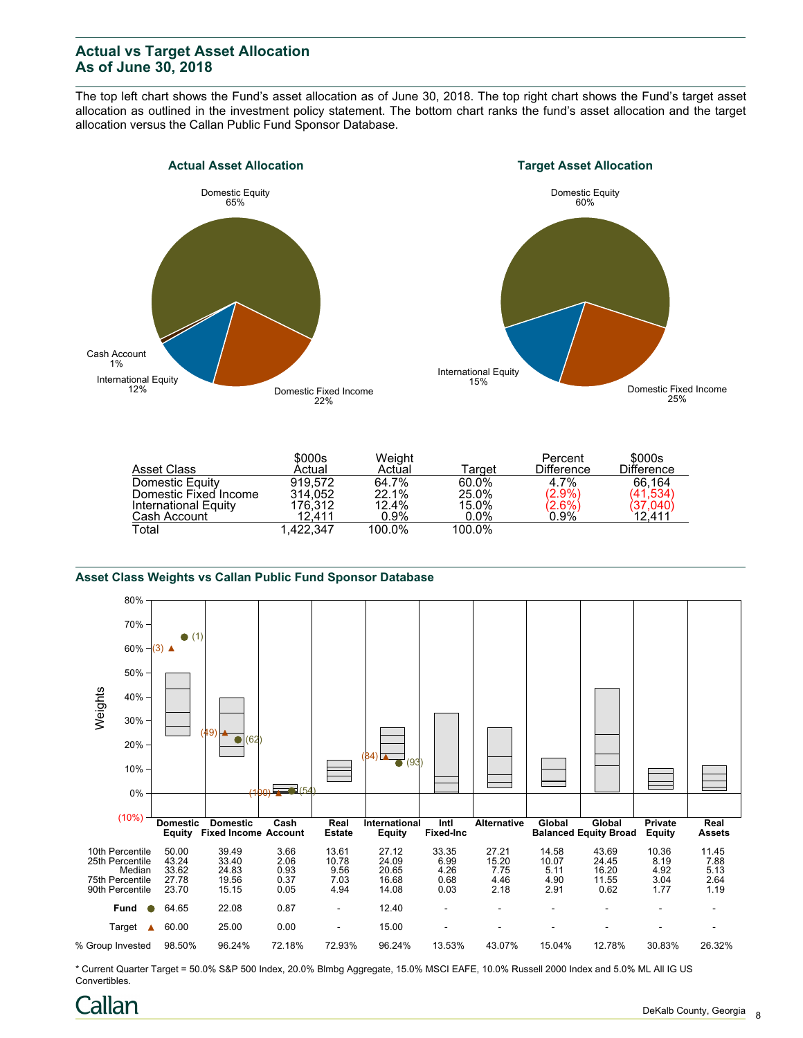## Actual vs Target Asset Allocation
## As of June 30, 2018

The top left chart shows the Fund's asset allocation as of June 30, 2018. The top right chart shows the Fund's target asset allocation as outlined in the investment policy statement. The bottom chart ranks the fund's asset allocation and the target allocation versus the Callan Public Fund Sponsor Database.

### Actual Asset Allocation

- Domestic Equity 65%
- Domestic Fixed Income 22%
- International Equity 12%
- Cash Account 1%

### Target Asset Allocation

- Domestic Equity 60%
- Domestic Fixed Income 25%
- International Equity 15%

| Asset Class | $000s Actual | Weight Actual | Target | Percent Difference | $000s Difference |
|---|---|---|---|---|---|
| Domestic Equity | 919,572 | 64.7% | 60.0% | 4.7% | 66,164 |
| Domestic Fixed Income | 314,052 | 22.1% | 25.0% | (2.9%) | (41,534) |
| International Equity | 176,312 | 12.4% | 15.0% | (2.6%) | (37,040) |
| Cash Account | 12,411 | 0.9% | 0.0% | 0.9% | 12,411 |
| Total | 1,422,347 | 100.0% | 100.0% | | |

### Asset Class Weights vs Callan Public Fund Sponsor Database

| | Domestic Equity | Domestic Fixed Income | Cash Account | Real Estate | International Equity | Intl Fixed-Inc | Alternative | Global Balanced | Global Equity Broad | Private Equity | Real Assets |
|---|---|---|---|---|---|---|---|---|---|---|---|
| 10th Percentile | 50.00 | 39.49 | 3.66 | 13.61 | 27.12 | 33.35 | 27.21 | 14.58 | 43.69 | 10.36 | 11.45 |
| 25th Percentile | 43.24 | 33.40 | 2.06 | 10.78 | 24.09 | 6.99 | 15.20 | 10.07 | 24.45 | 8.19 | 7.88 |
| Median | 33.62 | 24.83 | 0.93 | 9.56 | 20.65 | 4.26 | 7.75 | 5.11 | 16.20 | 4.92 | 5.13 |
| 75th Percentile | 27.78 | 19.56 | 0.37 | 7.03 | 16.68 | 0.68 | 4.46 | 4.90 | 11.55 | 3.04 | 2.64 |
| 90th Percentile | 23.70 | 15.15 | 0.05 | 4.94 | 14.08 | 0.03 | 2.18 | 2.91 | 0.62 | 1.77 | 1.19 |
| Fund ● | 64.65 (1) | 22.08 (62) | 0.87 (54) | - | 12.40 (93) | - | - | - | - | - | - |
| Target ▲ | 60.00 (3) | 25.00 (49) | 0.00 (100) | - | 15.00 (84) | - | - | - | - | - | - |
| % Group Invested | 98.50% | 96.24% | 72.18% | 72.93% | 96.24% | 13.53% | 43.07% | 15.04% | 12.78% | 30.83% | 26.32% |

\* Current Quarter Target = 50.0% S&P 500 Index, 20.0% Blmbg Aggregate, 15.0% MSCI EAFE, 10.0% Russell 2000 Index and 5.0% ML All IG US Convertibles.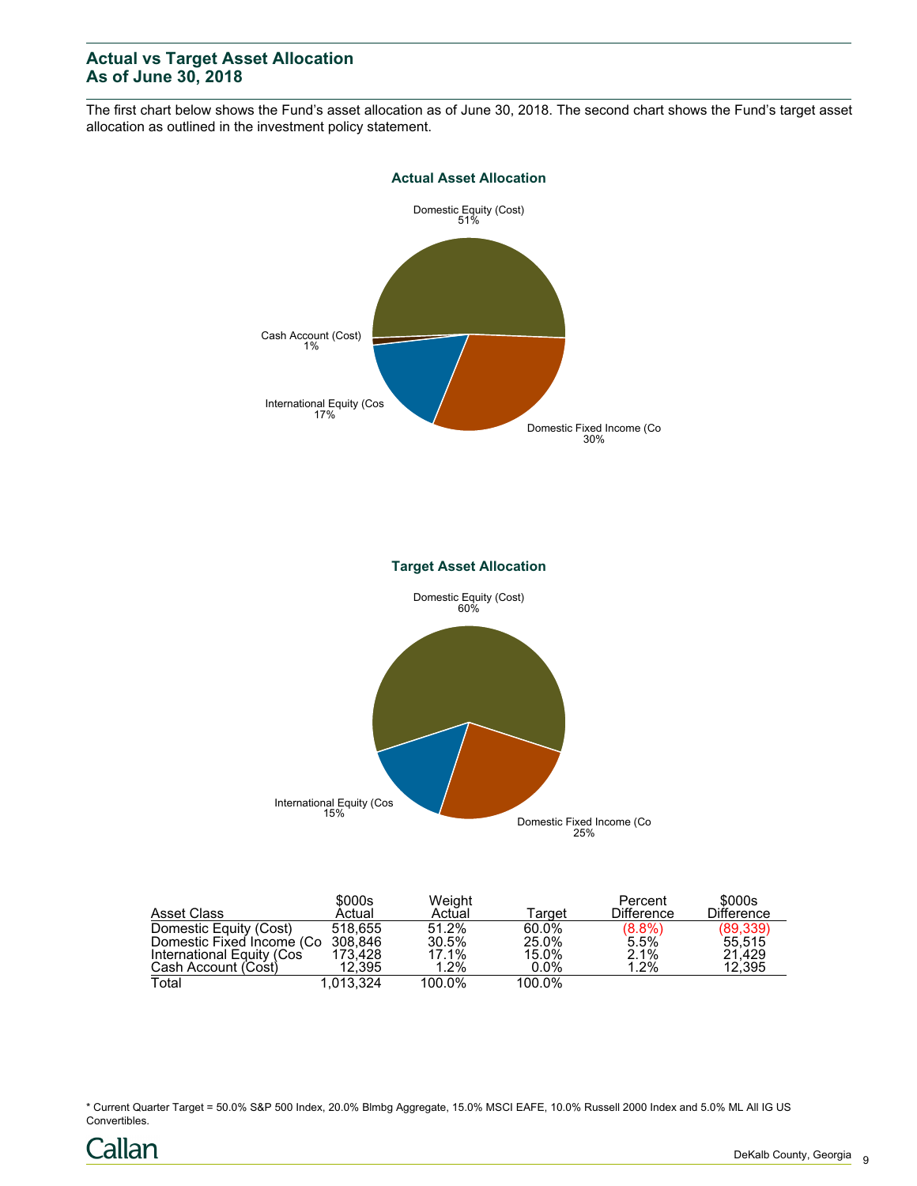## Actual vs Target Asset Allocation
## As of June 30, 2018

The first chart below shows the Fund's asset allocation as of June 30, 2018. The second chart shows the Fund's target asset allocation as outlined in the investment policy statement.

**Actual Asset Allocation**

Domestic Equity (Cost) 51%
Cash Account (Cost) 1%
International Equity (Cos 17%
Domestic Fixed Income (Co 30%

**Target Asset Allocation**

Domestic Equity (Cost) 60%
International Equity (Cos 15%
Domestic Fixed Income (Co 25%

| Asset Class | $000s Actual | Weight Actual | Target | Percent Difference | $000s Difference |
|---|---|---|---|---|---|
| Domestic Equity (Cost) | 518,655 | 51.2% | 60.0% | (8.8%) | (89,339) |
| Domestic Fixed Income (Co | 308,846 | 30.5% | 25.0% | 5.5% | 55,515 |
| International Equity (Cos | 173,428 | 17.1% | 15.0% | 2.1% | 21,429 |
| Cash Account (Cost) | 12,395 | 1.2% | 0.0% | 1.2% | 12,395 |
| Total | 1,013,324 | 100.0% | 100.0% | | |

* Current Quarter Target = 50.0% S&P 500 Index, 20.0% Blmbg Aggregate, 15.0% MSCI EAFE, 10.0% Russell 2000 Index and 5.0% ML All IG US Convertibles.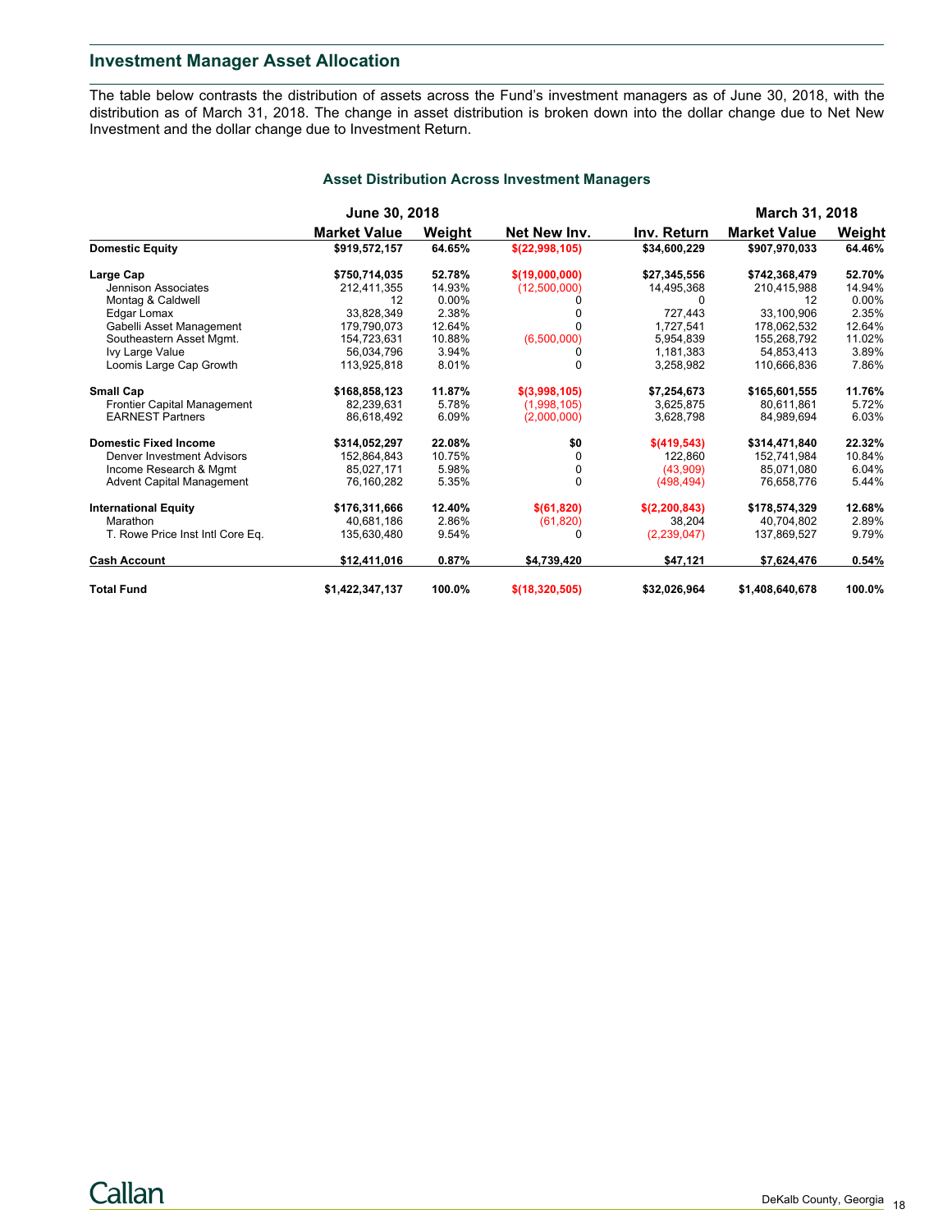## Investment Manager Asset Allocation

The table below contrasts the distribution of assets across the Fund's investment managers as of June 30, 2018, with the distribution as of March 31, 2018. The change in asset distribution is broken down into the dollar change due to Net New Investment and the dollar change due to Investment Return.

### Asset Distribution Across Investment Managers

| | June 30, 2018 | | | | March 31, 2018 | |
|---|---|---|---|---|---|---|
| | Market Value | Weight | Net New Inv. | Inv. Return | Market Value | Weight |
| **Domestic Equity** | **$919,572,157** | **64.65%** | **$(22,998,105)** | **$34,600,229** | **$907,970,033** | **64.46%** |
| **Large Cap** | **$750,714,035** | **52.78%** | **$(19,000,000)** | **$27,345,556** | **$742,368,479** | **52.70%** |
| Jennison Associates | 212,411,355 | 14.93% | (12,500,000) | 14,495,368 | 210,415,988 | 14.94% |
| Montag & Caldwell | 12 | 0.00% | 0 | 0 | 12 | 0.00% |
| Edgar Lomax | 33,828,349 | 2.38% | 0 | 727,443 | 33,100,906 | 2.35% |
| Gabelli Asset Management | 179,790,073 | 12.64% | 0 | 1,727,541 | 178,062,532 | 12.64% |
| Southeastern Asset Mgmt. | 154,723,631 | 10.88% | (6,500,000) | 5,954,839 | 155,268,792 | 11.02% |
| Ivy Large Value | 56,034,796 | 3.94% | 0 | 1,181,383 | 54,853,413 | 3.89% |
| Loomis Large Cap Growth | 113,925,818 | 8.01% | 0 | 3,258,982 | 110,666,836 | 7.86% |
| **Small Cap** | **$168,858,123** | **11.87%** | **$(3,998,105)** | **$7,254,673** | **$165,601,555** | **11.76%** |
| Frontier Capital Management | 82,239,631 | 5.78% | (1,998,105) | 3,625,875 | 80,611,861 | 5.72% |
| EARNEST Partners | 86,618,492 | 6.09% | (2,000,000) | 3,628,798 | 84,989,694 | 6.03% |
| **Domestic Fixed Income** | **$314,052,297** | **22.08%** | **$0** | **$(419,543)** | **$314,471,840** | **22.32%** |
| Denver Investment Advisors | 152,864,843 | 10.75% | 0 | 122,860 | 152,741,984 | 10.84% |
| Income Research & Mgmt | 85,027,171 | 5.98% | 0 | (43,909) | 85,071,080 | 6.04% |
| Advent Capital Management | 76,160,282 | 5.35% | 0 | (498,494) | 76,658,776 | 5.44% |
| **International Equity** | **$176,311,666** | **12.40%** | **$(61,820)** | **$(2,200,843)** | **$178,574,329** | **12.68%** |
| Marathon | 40,681,186 | 2.86% | (61,820) | 38,204 | 40,704,802 | 2.89% |
| T. Rowe Price Inst Intl Core Eq. | 135,630,480 | 9.54% | 0 | (2,239,047) | 137,869,527 | 9.79% |
| **Cash Account** | **$12,411,016** | **0.87%** | **$4,739,420** | **$47,121** | **$7,624,476** | **0.54%** |
| **Total Fund** | **$1,422,347,137** | **100.0%** | **$(18,320,505)** | **$32,026,964** | **$1,408,640,678** | **100.0%** |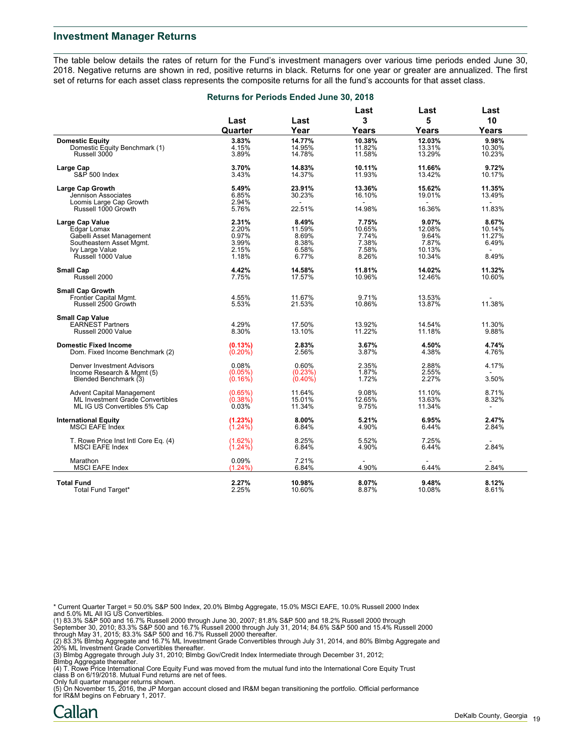## Investment Manager Returns

The table below details the rates of return for the Fund's investment managers over various time periods ended June 30, 2018. Negative returns are shown in red, positive returns in black. Returns for one year or greater are annualized. The first set of returns for each asset class represents the composite returns for all the fund's accounts for that asset class.

### Returns for Periods Ended June 30, 2018

| | Last Quarter | Last Year | Last 3 Years | Last 5 Years | Last 10 Years |
|---|---|---|---|---|---|
| **Domestic Equity** | **3.83%** | **14.77%** | **10.38%** | **12.03%** | **9.98%** |
| Domestic Equity Benchmark (1) | 4.15% | 14.95% | 11.82% | 13.31% | 10.30% |
| Russell 3000 | 3.89% | 14.78% | 11.58% | 13.29% | 10.23% |
| | | | | | |
| **Large Cap** | **3.70%** | **14.83%** | **10.11%** | **11.66%** | **9.72%** |
| S&P 500 Index | 3.43% | 14.37% | 11.93% | 13.42% | 10.17% |
| | | | | | |
| **Large Cap Growth** | **5.49%** | **23.91%** | **13.36%** | **15.62%** | **11.35%** |
| Jennison Associates | 6.85% | 30.23% | 16.10% | 19.01% | 13.49% |
| Loomis Large Cap Growth | 2.94% | - | - | - | - |
| Russell 1000 Growth | 5.76% | 22.51% | 14.98% | 16.36% | 11.83% |
| | | | | | |
| **Large Cap Value** | **2.31%** | **8.49%** | **7.75%** | **9.07%** | **8.67%** |
| Edgar Lomax | 2.20% | 11.59% | 10.65% | 12.08% | 10.14% |
| Gabelli Asset Management | 0.97% | 8.69% | 7.74% | 9.64% | 11.27% |
| Southeastern Asset Mgmt. | 3.99% | 8.38% | 7.38% | 7.87% | 6.49% |
| Ivy Large Value | 2.15% | 6.58% | 7.58% | 10.13% | - |
| Russell 1000 Value | 1.18% | 6.77% | 8.26% | 10.34% | 8.49% |
| | | | | | |
| **Small Cap** | **4.42%** | **14.58%** | **11.81%** | **14.02%** | **11.32%** |
| Russell 2000 | 7.75% | 17.57% | 10.96% | 12.46% | 10.60% |
| | | | | | |
| **Small Cap Growth** | | | | | |
| Frontier Capital Mgmt. | 4.55% | 11.67% | 9.71% | 13.53% | - |
| Russell 2500 Growth | 5.53% | 21.53% | 10.86% | 13.87% | 11.38% |
| | | | | | |
| **Small Cap Value** | | | | | |
| EARNEST Partners | 4.29% | 17.50% | 13.92% | 14.54% | 11.30% |
| Russell 2000 Value | 8.30% | 13.10% | 11.22% | 11.18% | 9.88% |
| | | | | | |
| **Domestic Fixed Income** | **(0.13%)** | **2.83%** | **3.67%** | **4.50%** | **4.74%** |
| Dom. Fixed Income Benchmark (2) | (0.20%) | 2.56% | 3.87% | 4.38% | 4.76% |
| | | | | | |
| Denver Investment Advisors | 0.08% | 0.60% | 2.35% | 2.88% | 4.17% |
| Income Research & Mgmt (5) | (0.05%) | (0.23%) | 1.87% | 2.55% | - |
| Blended Benchmark (3) | (0.16%) | (0.40%) | 1.72% | 2.27% | 3.50% |
| | | | | | |
| Advent Capital Management | (0.65%) | 11.64% | 9.08% | 11.10% | 8.71% |
| ML Investment Grade Convertibles | (0.38%) | 15.01% | 12.65% | 13.63% | 8.32% |
| ML IG US Convertibles 5% Cap | 0.03% | 11.34% | 9.75% | 11.34% | - |
| | | | | | |
| **International Equity** | **(1.23%)** | **8.00%** | **5.21%** | **6.95%** | **2.47%** |
| MSCI EAFE Index | (1.24%) | 6.84% | 4.90% | 6.44% | 2.84% |
| | | | | | |
| T. Rowe Price Inst Intl Core Eq. (4) | (1.62%) | 8.25% | 5.52% | 7.25% | - |
| MSCI EAFE Index | (1.24%) | 6.84% | 4.90% | 6.44% | 2.84% |
| | | | | | |
| Marathon | 0.09% | 7.21% | - | - | - |
| MSCI EAFE Index | (1.24%) | 6.84% | 4.90% | 6.44% | 2.84% |
| | | | | | |
| **Total Fund** | **2.27%** | **10.98%** | **8.07%** | **9.48%** | **8.12%** |
| Total Fund Target* | 2.25% | 10.60% | 8.87% | 10.08% | 8.61% |

\* Current Quarter Target = 50.0% S&P 500 Index, 20.0% Blmbg Aggregate, 15.0% MSCI EAFE, 10.0% Russell 2000 Index and 5.0% ML All IG US Convertibles.

(1) 83.3% S&P 500 and 16.7% Russell 2000 through June 30, 2007; 81.8% S&P 500 and 18.2% Russell 2000 through September 30, 2010; 83.3% S&P 500 and 16.7% Russell 2000 through July 31, 2014; 84.6% S&P 500 and 15.4% Russell 2000 through May 31, 2015; 83.3% S&P 500 and 16.7% Russell 2000 thereafter.

(2) 83.3% Blmbg Aggregate and 16.7% ML Investment Grade Convertibles through July 31, 2014, and 80% Blmbg Aggregate and 20% ML Investment Grade Convertibles thereafter.

(3) Blmbg Aggregate through July 31, 2010; Blmbg Gov/Credit Index Intermediate through December 31, 2012; Blmbg Aggregate thereafter.

(4) T. Rowe Price International Core Equity Fund was moved from the mutual fund into the International Core Equity Trust class B on 6/19/2018. Mutual Fund returns are net of fees.

Only full quarter manager returns shown.

(5) On November 15, 2016, the JP Morgan account closed and IR&M began transitioning the portfolio. Official performance for IR&M begins on February 1, 2017.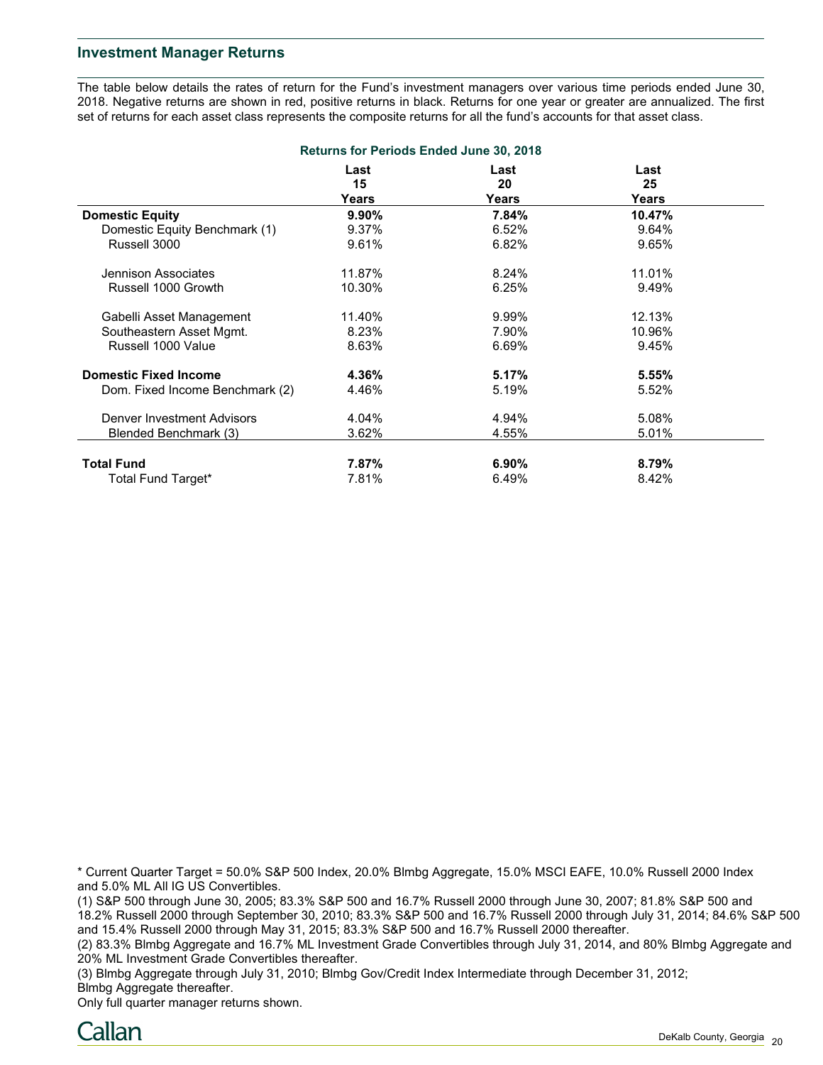## Investment Manager Returns

The table below details the rates of return for the Fund's investment managers over various time periods ended June 30, 2018. Negative returns are shown in red, positive returns in black. Returns for one year or greater are annualized. The first set of returns for each asset class represents the composite returns for all the fund's accounts for that asset class.

**Returns for Periods Ended June 30, 2018**

| | Last 15 Years | Last 20 Years | Last 25 Years |
|---|---|---|---|
| **Domestic Equity** | **9.90%** | **7.84%** | **10.47%** |
| Domestic Equity Benchmark (1) | 9.37% | 6.52% | 9.64% |
| Russell 3000 | 9.61% | 6.82% | 9.65% |
| | | | |
| Jennison Associates | 11.87% | 8.24% | 11.01% |
| Russell 1000 Growth | 10.30% | 6.25% | 9.49% |
| | | | |
| Gabelli Asset Management | 11.40% | 9.99% | 12.13% |
| Southeastern Asset Mgmt. | 8.23% | 7.90% | 10.96% |
| Russell 1000 Value | 8.63% | 6.69% | 9.45% |
| | | | |
| **Domestic Fixed Income** | **4.36%** | **5.17%** | **5.55%** |
| Dom. Fixed Income Benchmark (2) | 4.46% | 5.19% | 5.52% |
| | | | |
| Denver Investment Advisors | 4.04% | 4.94% | 5.08% |
| Blended Benchmark (3) | 3.62% | 4.55% | 5.01% |
| | | | |
| **Total Fund** | **7.87%** | **6.90%** | **8.79%** |
| Total Fund Target* | 7.81% | 6.49% | 8.42% |

* Current Quarter Target = 50.0% S&P 500 Index, 20.0% Blmbg Aggregate, 15.0% MSCI EAFE, 10.0% Russell 2000 Index and 5.0% ML All IG US Convertibles.

(1) S&P 500 through June 30, 2005; 83.3% S&P 500 and 16.7% Russell 2000 through June 30, 2007; 81.8% S&P 500 and 18.2% Russell 2000 through September 30, 2010; 83.3% S&P 500 and 16.7% Russell 2000 through July 31, 2014; 84.6% S&P 500 and 15.4% Russell 2000 through May 31, 2015; 83.3% S&P 500 and 16.7% Russell 2000 thereafter.

(2) 83.3% Blmbg Aggregate and 16.7% ML Investment Grade Convertibles through July 31, 2014, and 80% Blmbg Aggregate and 20% ML Investment Grade Convertibles thereafter.

(3) Blmbg Aggregate through July 31, 2010; Blmbg Gov/Credit Index Intermediate through December 31, 2012; Blmbg Aggregate thereafter.

Only full quarter manager returns shown.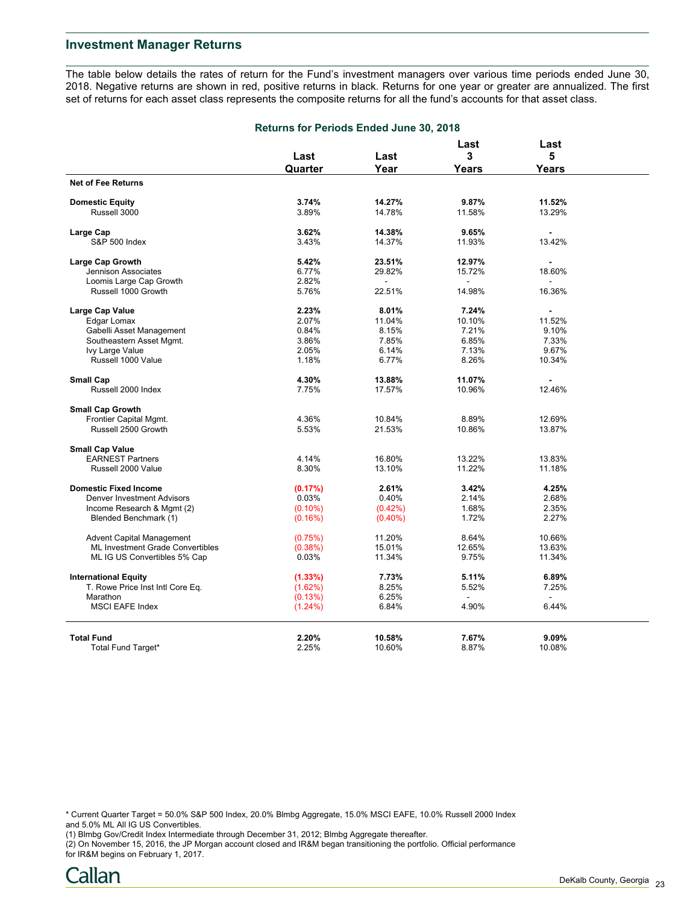## Investment Manager Returns

The table below details the rates of return for the Fund's investment managers over various time periods ended June 30, 2018. Negative returns are shown in red, positive returns in black. Returns for one year or greater are annualized. The first set of returns for each asset class represents the composite returns for all the fund's accounts for that asset class.

**Returns for Periods Ended June 30, 2018**

| | Last Quarter | Last Year | Last 3 Years | Last 5 Years |
|---|---|---|---|---|
| **Net of Fee Returns** | | | | |
| **Domestic Equity** | **3.74%** | **14.27%** | **9.87%** | **11.52%** |
| Russell 3000 | 3.89% | 14.78% | 11.58% | 13.29% |
| **Large Cap** | **3.62%** | **14.38%** | **9.65%** | **-** |
| S&P 500 Index | 3.43% | 14.37% | 11.93% | 13.42% |
| **Large Cap Growth** | **5.42%** | **23.51%** | **12.97%** | **-** |
| Jennison Associates | 6.77% | 29.82% | 15.72% | 18.60% |
| Loomis Large Cap Growth | 2.82% | - | - | - |
| Russell 1000 Growth | 5.76% | 22.51% | 14.98% | 16.36% |
| **Large Cap Value** | **2.23%** | **8.01%** | **7.24%** | **-** |
| Edgar Lomax | 2.07% | 11.04% | 10.10% | 11.52% |
| Gabelli Asset Management | 0.84% | 8.15% | 7.21% | 9.10% |
| Southeastern Asset Mgmt. | 3.86% | 7.85% | 6.85% | 7.33% |
| Ivy Large Value | 2.05% | 6.14% | 7.13% | 9.67% |
| Russell 1000 Value | 1.18% | 6.77% | 8.26% | 10.34% |
| **Small Cap** | **4.30%** | **13.88%** | **11.07%** | **-** |
| Russell 2000 Index | 7.75% | 17.57% | 10.96% | 12.46% |
| **Small Cap Growth** | | | | |
| Frontier Capital Mgmt. | 4.36% | 10.84% | 8.89% | 12.69% |
| Russell 2500 Growth | 5.53% | 21.53% | 10.86% | 13.87% |
| **Small Cap Value** | | | | |
| EARNEST Partners | 4.14% | 16.80% | 13.22% | 13.83% |
| Russell 2000 Value | 8.30% | 13.10% | 11.22% | 11.18% |
| **Domestic Fixed Income** | **(0.17%)** | **2.61%** | **3.42%** | **4.25%** |
| Denver Investment Advisors | 0.03% | 0.40% | 2.14% | 2.68% |
| Income Research & Mgmt (2) | (0.10%) | (0.42%) | 1.68% | 2.35% |
| Blended Benchmark (1) | (0.16%) | (0.40%) | 1.72% | 2.27% |
| Advent Capital Management | (0.75%) | 11.20% | 8.64% | 10.66% |
| ML Investment Grade Convertibles | (0.38%) | 15.01% | 12.65% | 13.63% |
| ML IG US Convertibles 5% Cap | 0.03% | 11.34% | 9.75% | 11.34% |
| **International Equity** | **(1.33%)** | **7.73%** | **5.11%** | **6.89%** |
| T. Rowe Price Inst Intl Core Eq. | (1.62%) | 8.25% | 5.52% | 7.25% |
| Marathon | (0.13%) | 6.25% | - | - |
| MSCI EAFE Index | (1.24%) | 6.84% | 4.90% | 6.44% |
| **Total Fund** | **2.20%** | **10.58%** | **7.67%** | **9.09%** |
| Total Fund Target* | 2.25% | 10.60% | 8.87% | 10.08% |

* Current Quarter Target = 50.0% S&P 500 Index, 20.0% Blmbg Aggregate, 15.0% MSCI EAFE, 10.0% Russell 2000 Index and 5.0% ML All IG US Convertibles.

(1) Blmbg Gov/Credit Index Intermediate through December 31, 2012; Blmbg Aggregate thereafter.

(2) On November 15, 2016, the JP Morgan account closed and IR&M began transitioning the portfolio. Official performance for IR&M begins on February 1, 2017.